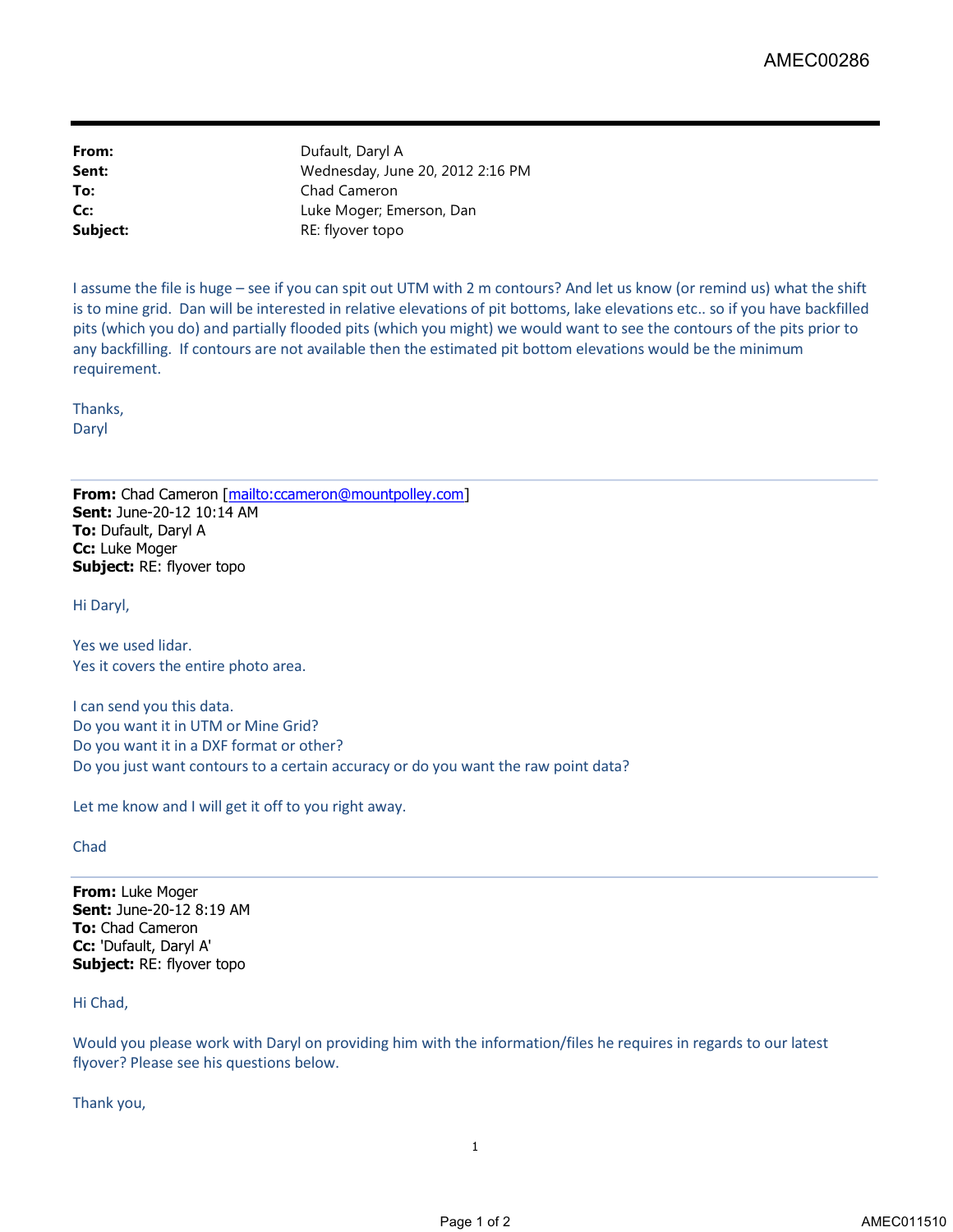AMEC00286

| | |
|---|---|
| **From:** | Dufault, Daryl A |
| **Sent:** | Wednesday, June 20, 2012 2:16 PM |
| **To:** | Chad Cameron |
| **Cc:** | Luke Moger; Emerson, Dan |
| **Subject:** | RE: flyover topo |

I assume the file is huge – see if you can spit out UTM with 2 m contours? And let us know (or remind us) what the shift is to mine grid. Dan will be interested in relative elevations of pit bottoms, lake elevations etc.. so if you have backfilled pits (which you do) and partially flooded pits (which you might) we would want to see the contours of the pits prior to any backfilling. If contours are not available then the estimated pit bottom elevations would be the minimum requirement.

Thanks,
Daryl

---

**From:** Chad Cameron [mailto:ccameron@mountpolley.com]
**Sent:** June-20-12 10:14 AM
**To:** Dufault, Daryl A
**Cc:** Luke Moger
**Subject:** RE: flyover topo

Hi Daryl,

Yes we used lidar.
Yes it covers the entire photo area.

I can send you this data.
Do you want it in UTM or Mine Grid?
Do you want it in a DXF format or other?
Do you just want contours to a certain accuracy or do you want the raw point data?

Let me know and I will get it off to you right away.

Chad

---

**From:** Luke Moger
**Sent:** June-20-12 8:19 AM
**To:** Chad Cameron
**Cc:** 'Dufault, Daryl A'
**Subject:** RE: flyover topo

Hi Chad,

Would you please work with Daryl on providing him with the information/files he requires in regards to our latest flyover? Please see his questions below.

Thank you,

AMEC011510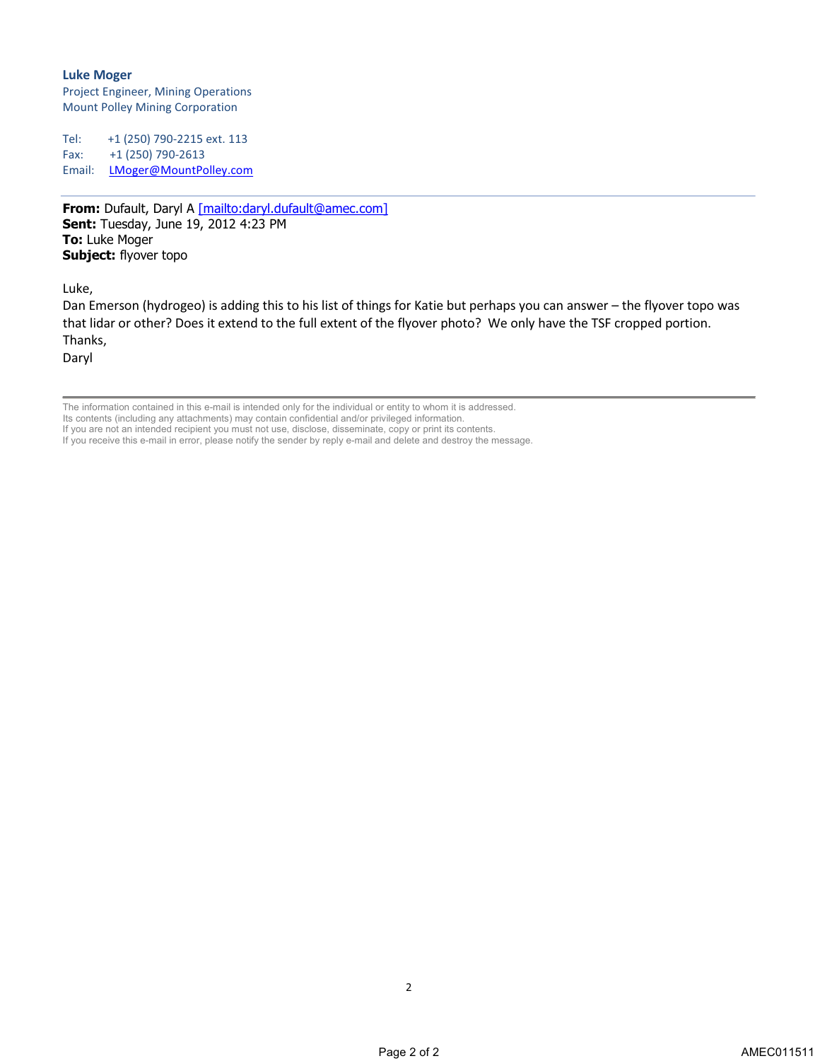**Luke Moger**
Project Engineer, Mining Operations
Mount Polley Mining Corporation

Tel: +1 (250) 790-2215 ext. 113
Fax: +1 (250) 790-2613
Email: LMoger@MountPolley.com

---

**From:** Dufault, Daryl A [mailto:daryl.dufault@amec.com]
**Sent:** Tuesday, June 19, 2012 4:23 PM
**To:** Luke Moger
**Subject:** flyover topo

Luke,
Dan Emerson (hydrogeo) is adding this to his list of things for Katie but perhaps you can answer – the flyover topo was that lidar or other? Does it extend to the full extent of the flyover photo? We only have the TSF cropped portion.
Thanks,
Daryl

---

The information contained in this e-mail is intended only for the individual or entity to whom it is addressed.
Its contents (including any attachments) may contain confidential and/or privileged information.
If you are not an intended recipient you must not use, disclose, disseminate, copy or print its contents.
If you receive this e-mail in error, please notify the sender by reply e-mail and delete and destroy the message.

AMEC011511